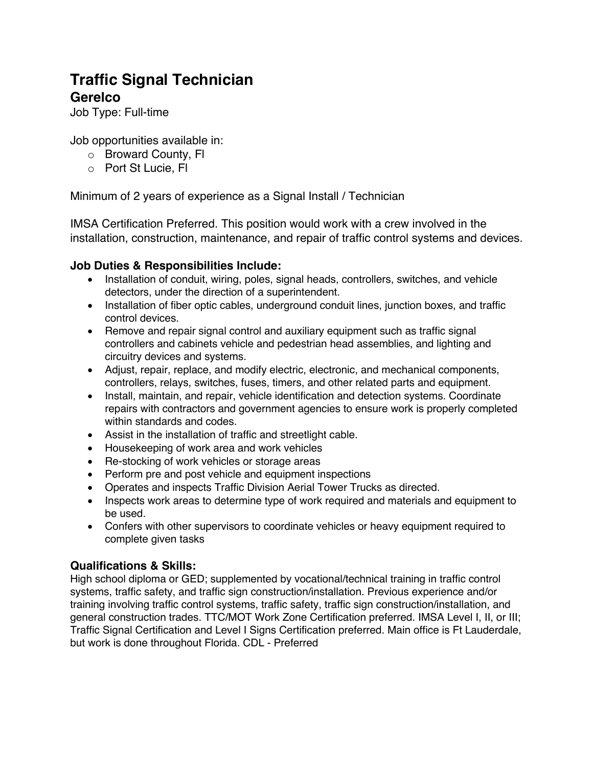# Traffic Signal Technician

## Gerelco

Job Type: Full-time

Job opportunities available in:

- Broward County, Fl
- Port St Lucie, Fl

Minimum of 2 years of experience as a Signal Install / Technician

IMSA Certification Preferred. This position would work with a crew involved in the installation, construction, maintenance, and repair of traffic control systems and devices.

### Job Duties & Responsibilities Include:

- Installation of conduit, wiring, poles, signal heads, controllers, switches, and vehicle detectors, under the direction of a superintendent.
- Installation of fiber optic cables, underground conduit lines, junction boxes, and traffic control devices.
- Remove and repair signal control and auxiliary equipment such as traffic signal controllers and cabinets vehicle and pedestrian head assemblies, and lighting and circuitry devices and systems.
- Adjust, repair, replace, and modify electric, electronic, and mechanical components, controllers, relays, switches, fuses, timers, and other related parts and equipment.
- Install, maintain, and repair, vehicle identification and detection systems. Coordinate repairs with contractors and government agencies to ensure work is properly completed within standards and codes.
- Assist in the installation of traffic and streetlight cable.
- Housekeeping of work area and work vehicles
- Re-stocking of work vehicles or storage areas
- Perform pre and post vehicle and equipment inspections
- Operates and inspects Traffic Division Aerial Tower Trucks as directed.
- Inspects work areas to determine type of work required and materials and equipment to be used.
- Confers with other supervisors to coordinate vehicles or heavy equipment required to complete given tasks

### Qualifications & Skills:

High school diploma or GED; supplemented by vocational/technical training in traffic control systems, traffic safety, and traffic sign construction/installation. Previous experience and/or training involving traffic control systems, traffic safety, traffic sign construction/installation, and general construction trades. TTC/MOT Work Zone Certification preferred. IMSA Level I, II, or III; Traffic Signal Certification and Level I Signs Certification preferred. Main office is Ft Lauderdale, but work is done throughout Florida. CDL - Preferred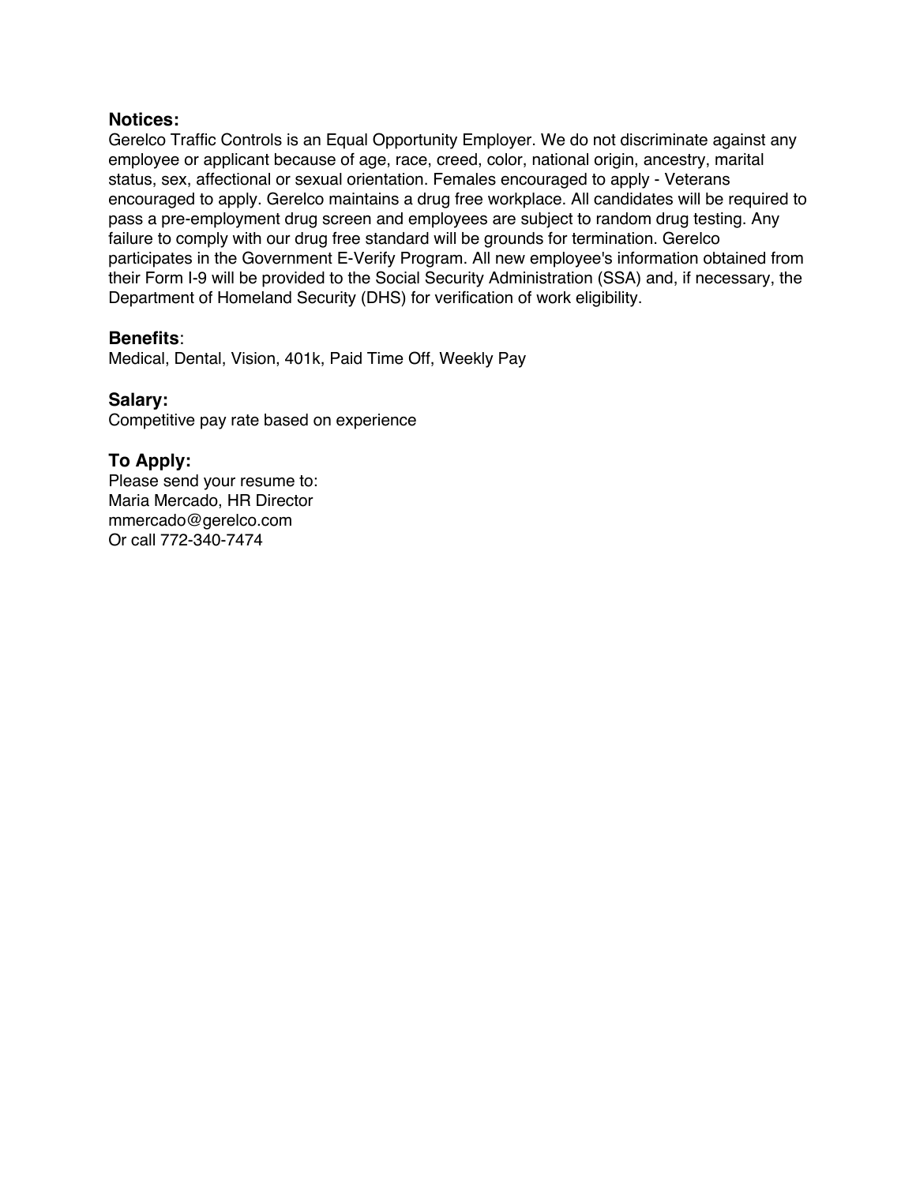### Notices:

Gerelco Traffic Controls is an Equal Opportunity Employer. We do not discriminate against any employee or applicant because of age, race, creed, color, national origin, ancestry, marital status, sex, affectional or sexual orientation. Females encouraged to apply - Veterans encouraged to apply. Gerelco maintains a drug free workplace. All candidates will be required to pass a pre-employment drug screen and employees are subject to random drug testing. Any failure to comply with our drug free standard will be grounds for termination. Gerelco participates in the Government E-Verify Program. All new employee's information obtained from their Form I-9 will be provided to the Social Security Administration (SSA) and, if necessary, the Department of Homeland Security (DHS) for verification of work eligibility.

### Benefits:

Medical, Dental, Vision, 401k, Paid Time Off, Weekly Pay

### Salary:

Competitive pay rate based on experience

### To Apply:

Please send your resume to:
Maria Mercado, HR Director
mmercado@gerelco.com
Or call 772-340-7474